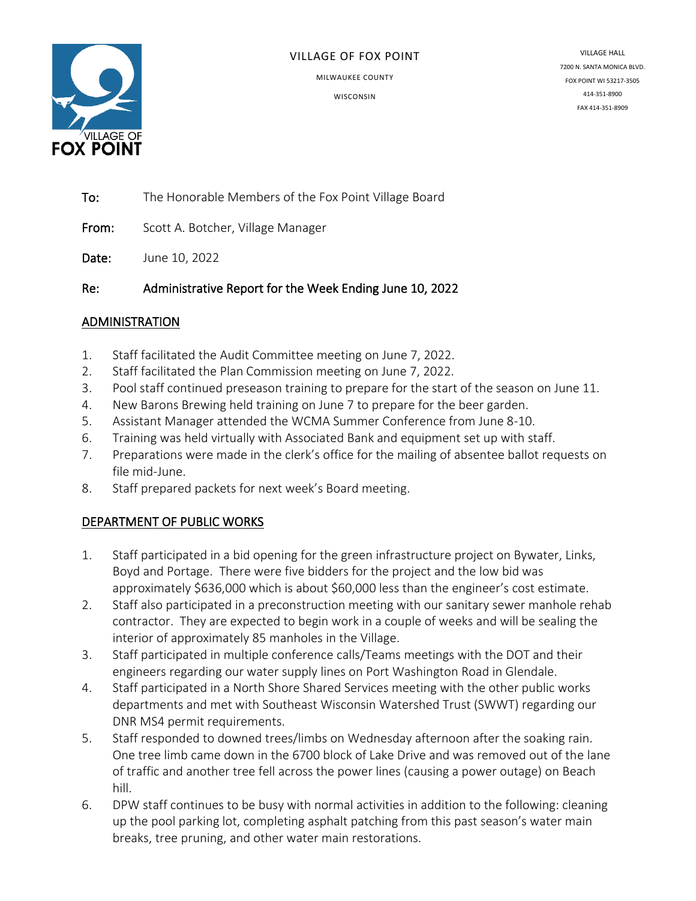VILLAGE OF FOX POINT

MILWAUKEE COUNTY

WISCONSIN

VILLAGE HALL
7200 N. SANTA MONICA BLVD.
FOX POINT WI 53217-3505
414-351-8900
FAX 414-351-8909

**To:** The Honorable Members of the Fox Point Village Board

**From:** Scott A. Botcher, Village Manager

**Date:** June 10, 2022

**Re:** Administrative Report for the Week Ending June 10, 2022

## ADMINISTRATION

1. Staff facilitated the Audit Committee meeting on June 7, 2022.
2. Staff facilitated the Plan Commission meeting on June 7, 2022.
3. Pool staff continued preseason training to prepare for the start of the season on June 11.
4. New Barons Brewing held training on June 7 to prepare for the beer garden.
5. Assistant Manager attended the WCMA Summer Conference from June 8-10.
6. Training was held virtually with Associated Bank and equipment set up with staff.
7. Preparations were made in the clerk's office for the mailing of absentee ballot requests on file mid-June.
8. Staff prepared packets for next week's Board meeting.

## DEPARTMENT OF PUBLIC WORKS

1. Staff participated in a bid opening for the green infrastructure project on Bywater, Links, Boyd and Portage. There were five bidders for the project and the low bid was approximately $636,000 which is about $60,000 less than the engineer's cost estimate.
2. Staff also participated in a preconstruction meeting with our sanitary sewer manhole rehab contractor. They are expected to begin work in a couple of weeks and will be sealing the interior of approximately 85 manholes in the Village.
3. Staff participated in multiple conference calls/Teams meetings with the DOT and their engineers regarding our water supply lines on Port Washington Road in Glendale.
4. Staff participated in a North Shore Shared Services meeting with the other public works departments and met with Southeast Wisconsin Watershed Trust (SWWT) regarding our DNR MS4 permit requirements.
5. Staff responded to downed trees/limbs on Wednesday afternoon after the soaking rain. One tree limb came down in the 6700 block of Lake Drive and was removed out of the lane of traffic and another tree fell across the power lines (causing a power outage) on Beach hill.
6. DPW staff continues to be busy with normal activities in addition to the following: cleaning up the pool parking lot, completing asphalt patching from this past season's water main breaks, tree pruning, and other water main restorations.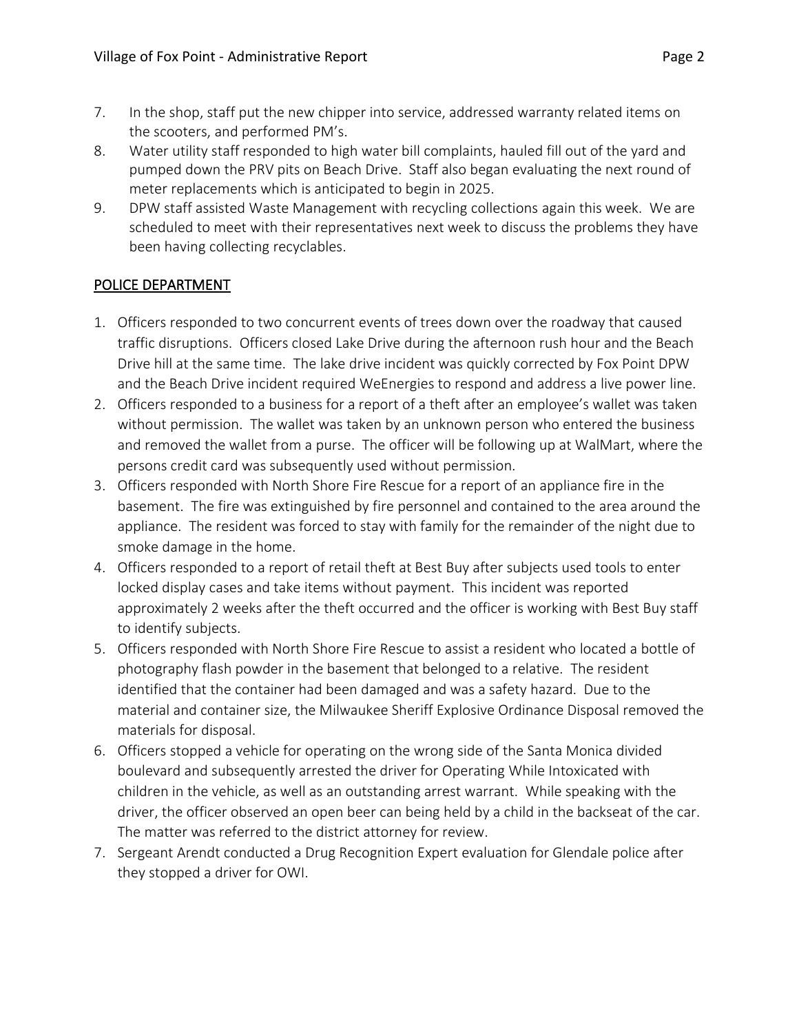7. In the shop, staff put the new chipper into service, addressed warranty related items on the scooters, and performed PM's.
8. Water utility staff responded to high water bill complaints, hauled fill out of the yard and pumped down the PRV pits on Beach Drive. Staff also began evaluating the next round of meter replacements which is anticipated to begin in 2025.
9. DPW staff assisted Waste Management with recycling collections again this week. We are scheduled to meet with their representatives next week to discuss the problems they have been having collecting recyclables.

## POLICE DEPARTMENT

1. Officers responded to two concurrent events of trees down over the roadway that caused traffic disruptions. Officers closed Lake Drive during the afternoon rush hour and the Beach Drive hill at the same time. The lake drive incident was quickly corrected by Fox Point DPW and the Beach Drive incident required WeEnergies to respond and address a live power line.
2. Officers responded to a business for a report of a theft after an employee's wallet was taken without permission. The wallet was taken by an unknown person who entered the business and removed the wallet from a purse. The officer will be following up at WalMart, where the persons credit card was subsequently used without permission.
3. Officers responded with North Shore Fire Rescue for a report of an appliance fire in the basement. The fire was extinguished by fire personnel and contained to the area around the appliance. The resident was forced to stay with family for the remainder of the night due to smoke damage in the home.
4. Officers responded to a report of retail theft at Best Buy after subjects used tools to enter locked display cases and take items without payment. This incident was reported approximately 2 weeks after the theft occurred and the officer is working with Best Buy staff to identify subjects.
5. Officers responded with North Shore Fire Rescue to assist a resident who located a bottle of photography flash powder in the basement that belonged to a relative. The resident identified that the container had been damaged and was a safety hazard. Due to the material and container size, the Milwaukee Sheriff Explosive Ordinance Disposal removed the materials for disposal.
6. Officers stopped a vehicle for operating on the wrong side of the Santa Monica divided boulevard and subsequently arrested the driver for Operating While Intoxicated with children in the vehicle, as well as an outstanding arrest warrant. While speaking with the driver, the officer observed an open beer can being held by a child in the backseat of the car. The matter was referred to the district attorney for review.
7. Sergeant Arendt conducted a Drug Recognition Expert evaluation for Glendale police after they stopped a driver for OWI.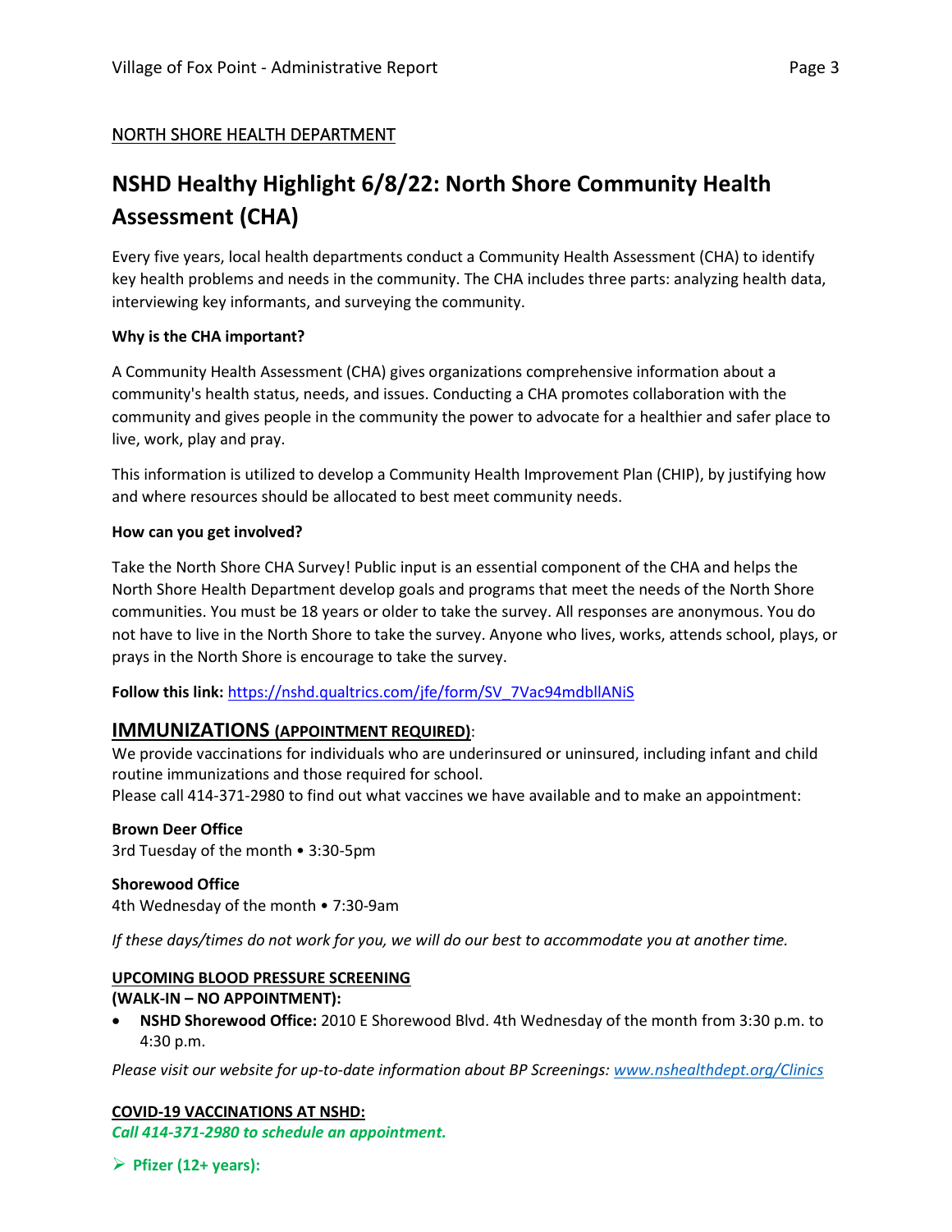NORTH SHORE HEALTH DEPARTMENT

# NSHD Healthy Highlight 6/8/22: North Shore Community Health Assessment (CHA)

Every five years, local health departments conduct a Community Health Assessment (CHA) to identify key health problems and needs in the community. The CHA includes three parts: analyzing health data, interviewing key informants, and surveying the community.

**Why is the CHA important?**

A Community Health Assessment (CHA) gives organizations comprehensive information about a community's health status, needs, and issues. Conducting a CHA promotes collaboration with the community and gives people in the community the power to advocate for a healthier and safer place to live, work, play and pray.

This information is utilized to develop a Community Health Improvement Plan (CHIP), by justifying how and where resources should be allocated to best meet community needs.

**How can you get involved?**

Take the North Shore CHA Survey! Public input is an essential component of the CHA and helps the North Shore Health Department develop goals and programs that meet the needs of the North Shore communities. You must be 18 years or older to take the survey. All responses are anonymous. You do not have to live in the North Shore to take the survey. Anyone who lives, works, attends school, plays, or prays in the North Shore is encourage to take the survey.

**Follow this link:** https://nshd.qualtrics.com/jfe/form/SV_7Vac94mdbllANiS

## IMMUNIZATIONS (APPOINTMENT REQUIRED):

We provide vaccinations for individuals who are underinsured or uninsured, including infant and child routine immunizations and those required for school.
Please call 414-371-2980 to find out what vaccines we have available and to make an appointment:

**Brown Deer Office**
3rd Tuesday of the month • 3:30-5pm

**Shorewood Office**
4th Wednesday of the month • 7:30-9am

*If these days/times do not work for you, we will do our best to accommodate you at another time.*

**UPCOMING BLOOD PRESSURE SCREENING**
**(WALK-IN – NO APPOINTMENT):**

- **NSHD Shorewood Office:** 2010 E Shorewood Blvd. 4th Wednesday of the month from 3:30 p.m. to 4:30 p.m.

*Please visit our website for up-to-date information about BP Screenings: www.nshealthdept.org/Clinics*

**COVID-19 VACCINATIONS AT NSHD:**
***Call 414-371-2980 to schedule an appointment.***

- **Pfizer (12+ years):**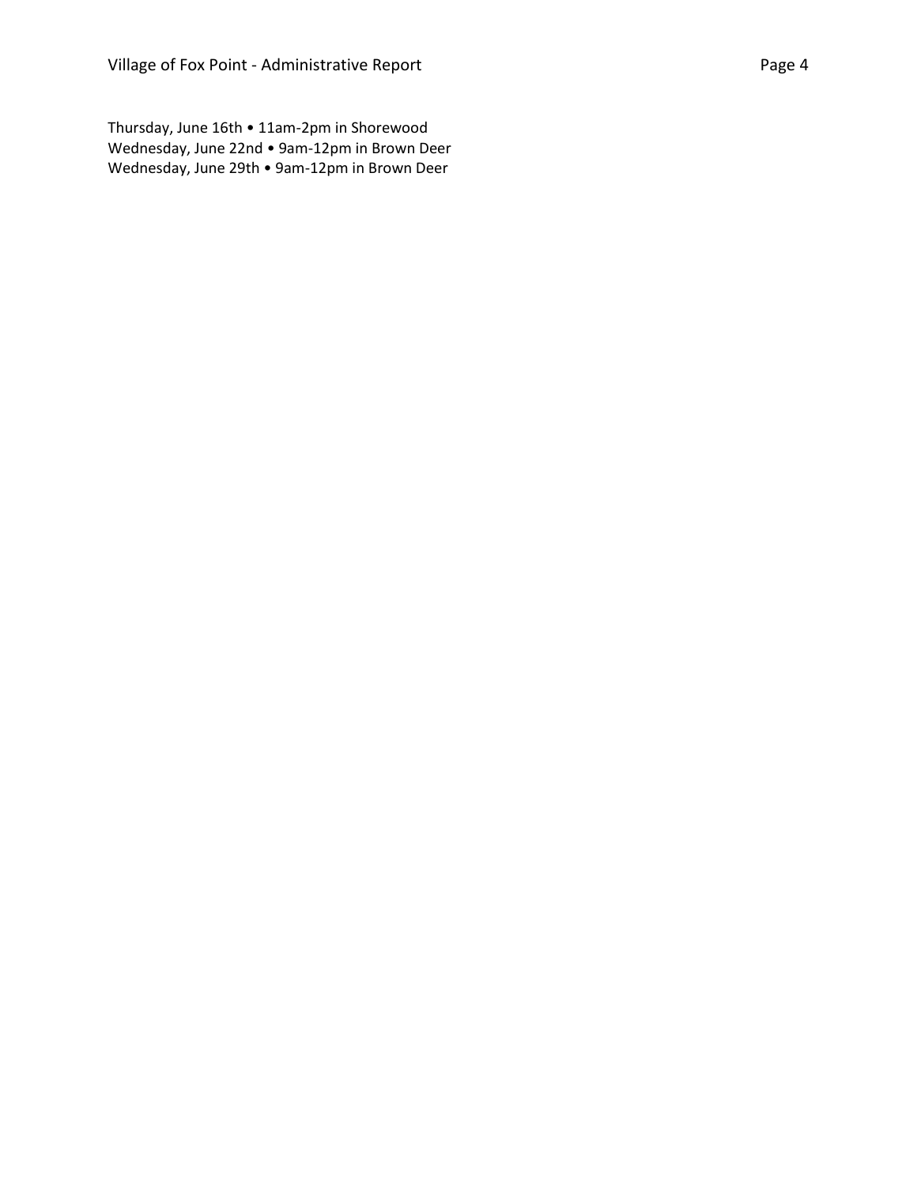Thursday, June 16th • 11am-2pm in Shorewood
Wednesday, June 22nd • 9am-12pm in Brown Deer
Wednesday, June 29th • 9am-12pm in Brown Deer